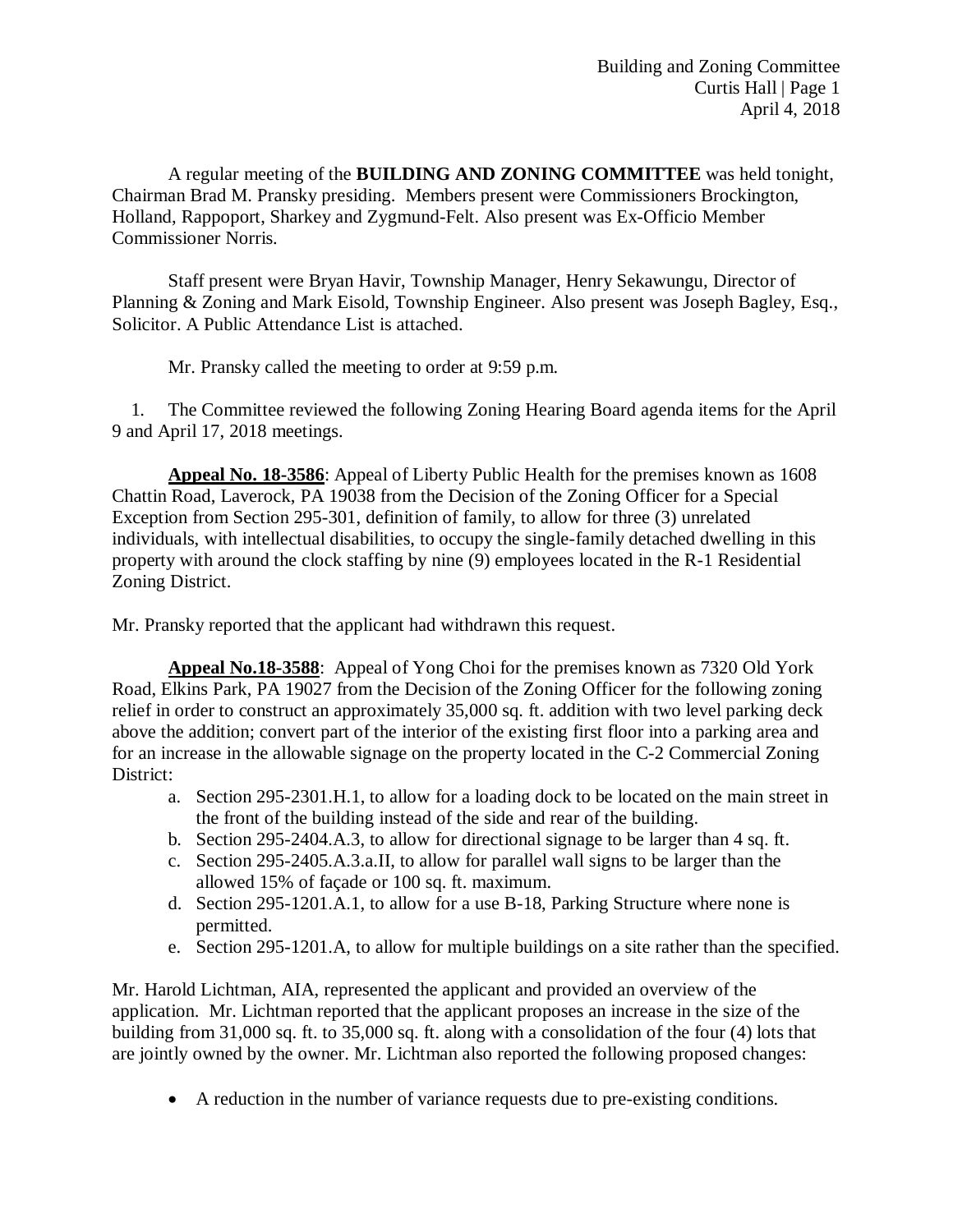A regular meeting of the **BUILDING AND ZONING COMMITTEE** was held tonight, Chairman Brad M. Pransky presiding. Members present were Commissioners Brockington, Holland, Rappoport, Sharkey and Zygmund-Felt. Also present was Ex-Officio Member Commissioner Norris.

Staff present were Bryan Havir, Township Manager, Henry Sekawungu, Director of Planning & Zoning and Mark Eisold, Township Engineer. Also present was Joseph Bagley, Esq., Solicitor. A Public Attendance List is attached.

Mr. Pransky called the meeting to order at 9:59 p.m.

1. The Committee reviewed the following Zoning Hearing Board agenda items for the April 9 and April 17, 2018 meetings.

**Appeal No. 18-3586**: Appeal of Liberty Public Health for the premises known as 1608 Chattin Road, Laverock, PA 19038 from the Decision of the Zoning Officer for a Special Exception from Section 295-301, definition of family, to allow for three (3) unrelated individuals, with intellectual disabilities, to occupy the single-family detached dwelling in this property with around the clock staffing by nine (9) employees located in the R-1 Residential Zoning District.

Mr. Pransky reported that the applicant had withdrawn this request.

**Appeal No.18-3588**: Appeal of Yong Choi for the premises known as 7320 Old York Road, Elkins Park, PA 19027 from the Decision of the Zoning Officer for the following zoning relief in order to construct an approximately 35,000 sq. ft. addition with two level parking deck above the addition; convert part of the interior of the existing first floor into a parking area and for an increase in the allowable signage on the property located in the C-2 Commercial Zoning District:

a. Section 295-2301.H.1, to allow for a loading dock to be located on the main street in the front of the building instead of the side and rear of the building.
b. Section 295-2404.A.3, to allow for directional signage to be larger than 4 sq. ft.
c. Section 295-2405.A.3.a.II, to allow for parallel wall signs to be larger than the allowed 15% of façade or 100 sq. ft. maximum.
d. Section 295-1201.A.1, to allow for a use B-18, Parking Structure where none is permitted.
e. Section 295-1201.A, to allow for multiple buildings on a site rather than the specified.

Mr. Harold Lichtman, AIA, represented the applicant and provided an overview of the application. Mr. Lichtman reported that the applicant proposes an increase in the size of the building from 31,000 sq. ft. to 35,000 sq. ft. along with a consolidation of the four (4) lots that are jointly owned by the owner. Mr. Lichtman also reported the following proposed changes:

- A reduction in the number of variance requests due to pre-existing conditions.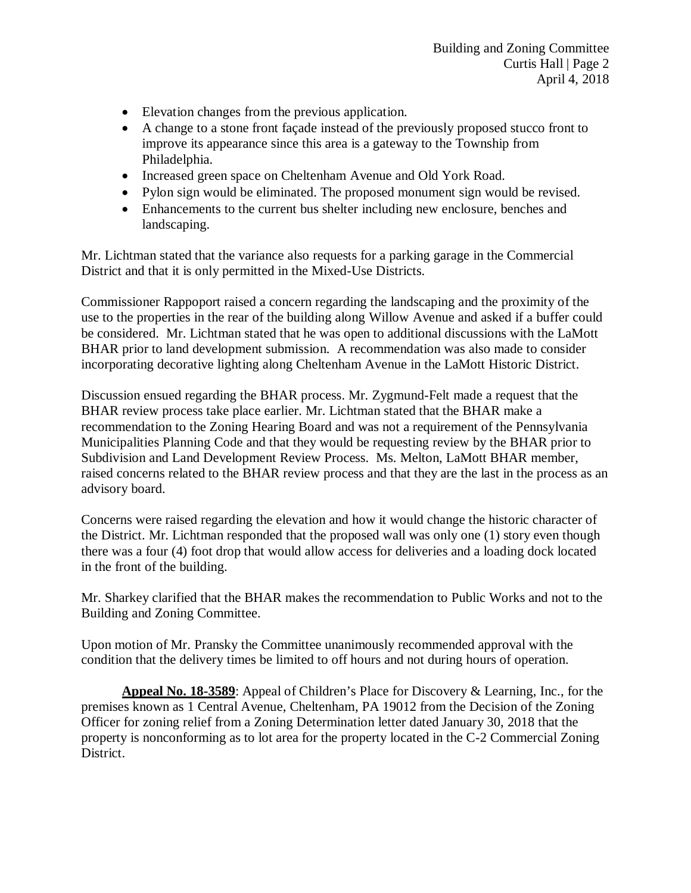- Elevation changes from the previous application.
- A change to a stone front façade instead of the previously proposed stucco front to improve its appearance since this area is a gateway to the Township from Philadelphia.
- Increased green space on Cheltenham Avenue and Old York Road.
- Pylon sign would be eliminated. The proposed monument sign would be revised.
- Enhancements to the current bus shelter including new enclosure, benches and landscaping.

Mr. Lichtman stated that the variance also requests for a parking garage in the Commercial District and that it is only permitted in the Mixed-Use Districts.

Commissioner Rappoport raised a concern regarding the landscaping and the proximity of the use to the properties in the rear of the building along Willow Avenue and asked if a buffer could be considered. Mr. Lichtman stated that he was open to additional discussions with the LaMott BHAR prior to land development submission. A recommendation was also made to consider incorporating decorative lighting along Cheltenham Avenue in the LaMott Historic District.

Discussion ensued regarding the BHAR process. Mr. Zygmund-Felt made a request that the BHAR review process take place earlier. Mr. Lichtman stated that the BHAR make a recommendation to the Zoning Hearing Board and was not a requirement of the Pennsylvania Municipalities Planning Code and that they would be requesting review by the BHAR prior to Subdivision and Land Development Review Process. Ms. Melton, LaMott BHAR member, raised concerns related to the BHAR review process and that they are the last in the process as an advisory board.

Concerns were raised regarding the elevation and how it would change the historic character of the District. Mr. Lichtman responded that the proposed wall was only one (1) story even though there was a four (4) foot drop that would allow access for deliveries and a loading dock located in the front of the building.

Mr. Sharkey clarified that the BHAR makes the recommendation to Public Works and not to the Building and Zoning Committee.

Upon motion of Mr. Pransky the Committee unanimously recommended approval with the condition that the delivery times be limited to off hours and not during hours of operation.

**Appeal No. 18-3589**: Appeal of Children's Place for Discovery & Learning, Inc., for the premises known as 1 Central Avenue, Cheltenham, PA 19012 from the Decision of the Zoning Officer for zoning relief from a Zoning Determination letter dated January 30, 2018 that the property is nonconforming as to lot area for the property located in the C-2 Commercial Zoning District.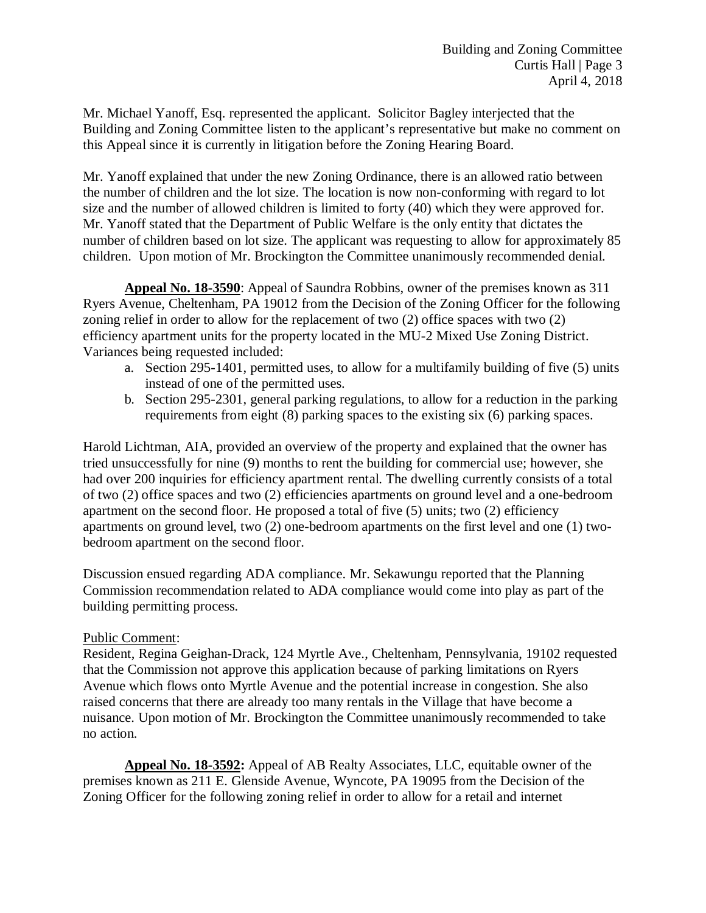Mr. Michael Yanoff, Esq. represented the applicant. Solicitor Bagley interjected that the Building and Zoning Committee listen to the applicant's representative but make no comment on this Appeal since it is currently in litigation before the Zoning Hearing Board.

Mr. Yanoff explained that under the new Zoning Ordinance, there is an allowed ratio between the number of children and the lot size. The location is now non-conforming with regard to lot size and the number of allowed children is limited to forty (40) which they were approved for. Mr. Yanoff stated that the Department of Public Welfare is the only entity that dictates the number of children based on lot size. The applicant was requesting to allow for approximately 85 children. Upon motion of Mr. Brockington the Committee unanimously recommended denial.

**Appeal No. 18-3590**: Appeal of Saundra Robbins, owner of the premises known as 311 Ryers Avenue, Cheltenham, PA 19012 from the Decision of the Zoning Officer for the following zoning relief in order to allow for the replacement of two (2) office spaces with two (2) efficiency apartment units for the property located in the MU-2 Mixed Use Zoning District. Variances being requested included:

a. Section 295-1401, permitted uses, to allow for a multifamily building of five (5) units instead of one of the permitted uses.
b. Section 295-2301, general parking regulations, to allow for a reduction in the parking requirements from eight (8) parking spaces to the existing six (6) parking spaces.

Harold Lichtman, AIA, provided an overview of the property and explained that the owner has tried unsuccessfully for nine (9) months to rent the building for commercial use; however, she had over 200 inquiries for efficiency apartment rental. The dwelling currently consists of a total of two (2) office spaces and two (2) efficiencies apartments on ground level and a one-bedroom apartment on the second floor. He proposed a total of five (5) units; two (2) efficiency apartments on ground level, two (2) one-bedroom apartments on the first level and one (1) two-bedroom apartment on the second floor.

Discussion ensued regarding ADA compliance. Mr. Sekawungu reported that the Planning Commission recommendation related to ADA compliance would come into play as part of the building permitting process.

Public Comment:

Resident, Regina Geighan-Drack, 124 Myrtle Ave., Cheltenham, Pennsylvania, 19102 requested that the Commission not approve this application because of parking limitations on Ryers Avenue which flows onto Myrtle Avenue and the potential increase in congestion. She also raised concerns that there are already too many rentals in the Village that have become a nuisance. Upon motion of Mr. Brockington the Committee unanimously recommended to take no action.

**Appeal No. 18-3592:** Appeal of AB Realty Associates, LLC, equitable owner of the premises known as 211 E. Glenside Avenue, Wyncote, PA 19095 from the Decision of the Zoning Officer for the following zoning relief in order to allow for a retail and internet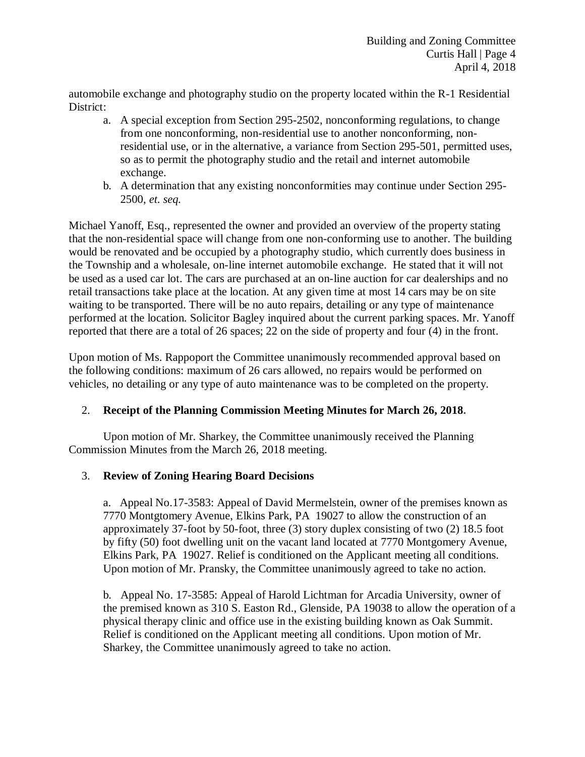automobile exchange and photography studio on the property located within the R-1 Residential District:

a. A special exception from Section 295-2502, nonconforming regulations, to change from one nonconforming, non-residential use to another nonconforming, non-residential use, or in the alternative, a variance from Section 295-501, permitted uses, so as to permit the photography studio and the retail and internet automobile exchange.

b. A determination that any existing nonconformities may continue under Section 295-2500, *et. seq.*

Michael Yanoff, Esq., represented the owner and provided an overview of the property stating that the non-residential space will change from one non-conforming use to another. The building would be renovated and be occupied by a photography studio, which currently does business in the Township and a wholesale, on-line internet automobile exchange. He stated that it will not be used as a used car lot. The cars are purchased at an on-line auction for car dealerships and no retail transactions take place at the location. At any given time at most 14 cars may be on site waiting to be transported. There will be no auto repairs, detailing or any type of maintenance performed at the location. Solicitor Bagley inquired about the current parking spaces. Mr. Yanoff reported that there are a total of 26 spaces; 22 on the side of property and four (4) in the front.

Upon motion of Ms. Rappoport the Committee unanimously recommended approval based on the following conditions: maximum of 26 cars allowed, no repairs would be performed on vehicles, no detailing or any type of auto maintenance was to be completed on the property.

2. **Receipt of the Planning Commission Meeting Minutes for March 26, 2018.**

Upon motion of Mr. Sharkey, the Committee unanimously received the Planning Commission Minutes from the March 26, 2018 meeting.

3. **Review of Zoning Hearing Board Decisions**

a. Appeal No.17-3583: Appeal of David Mermelstein, owner of the premises known as 7770 Montgtomery Avenue, Elkins Park, PA 19027 to allow the construction of an approximately 37-foot by 50-foot, three (3) story duplex consisting of two (2) 18.5 foot by fifty (50) foot dwelling unit on the vacant land located at 7770 Montgomery Avenue, Elkins Park, PA 19027. Relief is conditioned on the Applicant meeting all conditions. Upon motion of Mr. Pransky, the Committee unanimously agreed to take no action.

b. Appeal No. 17-3585: Appeal of Harold Lichtman for Arcadia University, owner of the premised known as 310 S. Easton Rd., Glenside, PA 19038 to allow the operation of a physical therapy clinic and office use in the existing building known as Oak Summit. Relief is conditioned on the Applicant meeting all conditions. Upon motion of Mr. Sharkey, the Committee unanimously agreed to take no action.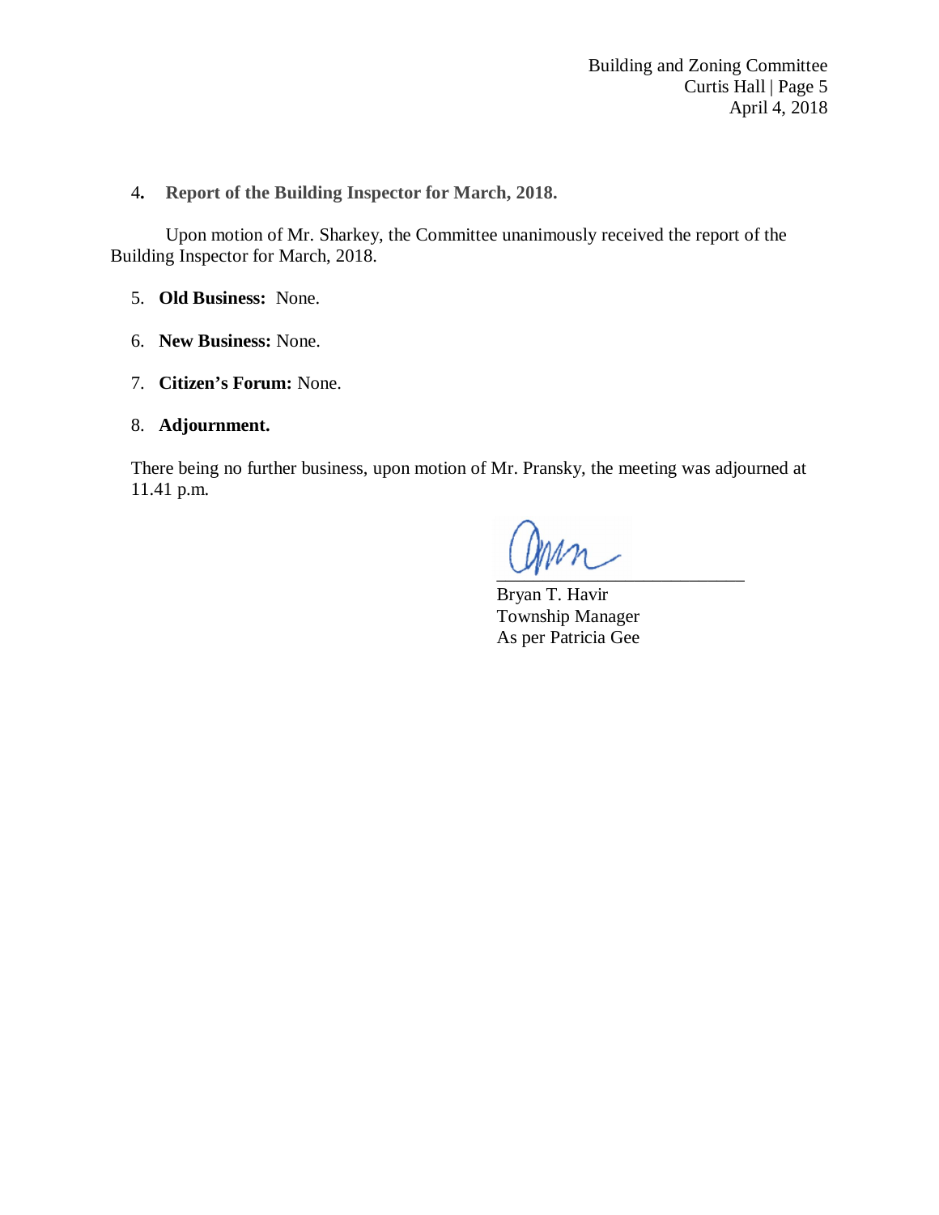4. **Report of the Building Inspector for March, 2018.**

Upon motion of Mr. Sharkey, the Committee unanimously received the report of the Building Inspector for March, 2018.

5. **Old Business:** None.

6. **New Business:** None.

7. **Citizen's Forum:** None.

8. **Adjournment.**

There being no further business, upon motion of Mr. Pransky, the meeting was adjourned at 11.41 p.m.

Bryan T. Havir
Township Manager
As per Patricia Gee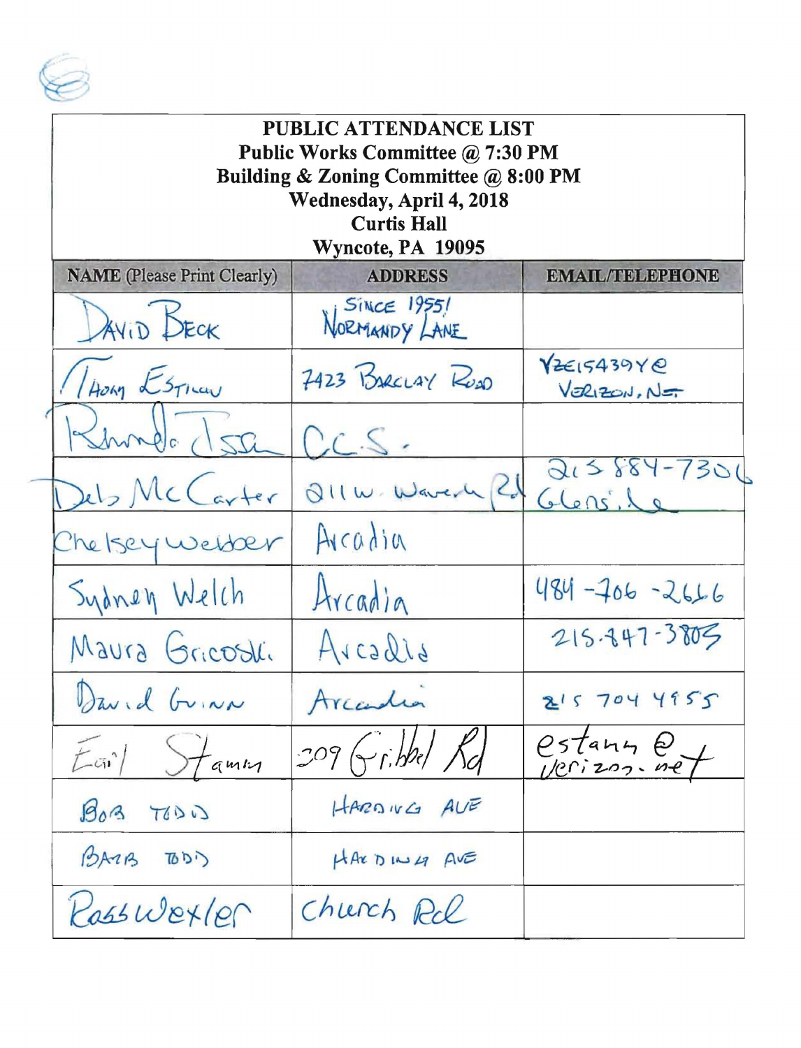# PUBLIC ATTENDANCE LIST

**Public Works Committee @ 7:30 PM**
**Building & Zoning Committee @ 8:00 PM**
**Wednesday, April 4, 2018**
**Curtis Hall**
**Wyncote, PA 19095**

| NAME (Please Print Clearly) | ADDRESS | EMAIL/TELEPHONE |
|---|---|---|
| DAVID BECK | SINCE 1955! NORMANDY LANE | |
| THOM ESTILOW | 7423 BARCLAY ROAD | VZE15439YE@VERIZON.NET |
| Rhonda Issa | C.C.S. | |
| Deb McCarter | 211 W. Waverly Rd Glenside | 215 884-7306 |
| Chelsey Webber | Arcadia | |
| Sydney Welch | Arcadia | 484-706-2666 |
| Maura Gricoski | Arcadia | 215-847-3803 |
| David Guinn | Arcadia | 215 704 4955 |
| Earl Stamm | 209 Gribbel Rd | estamm@verizon.net |
| BOB TODD | HARDING AVE | |
| BARB TODD | HARDING AVE | |
| Ross Wexler | Church Rd | |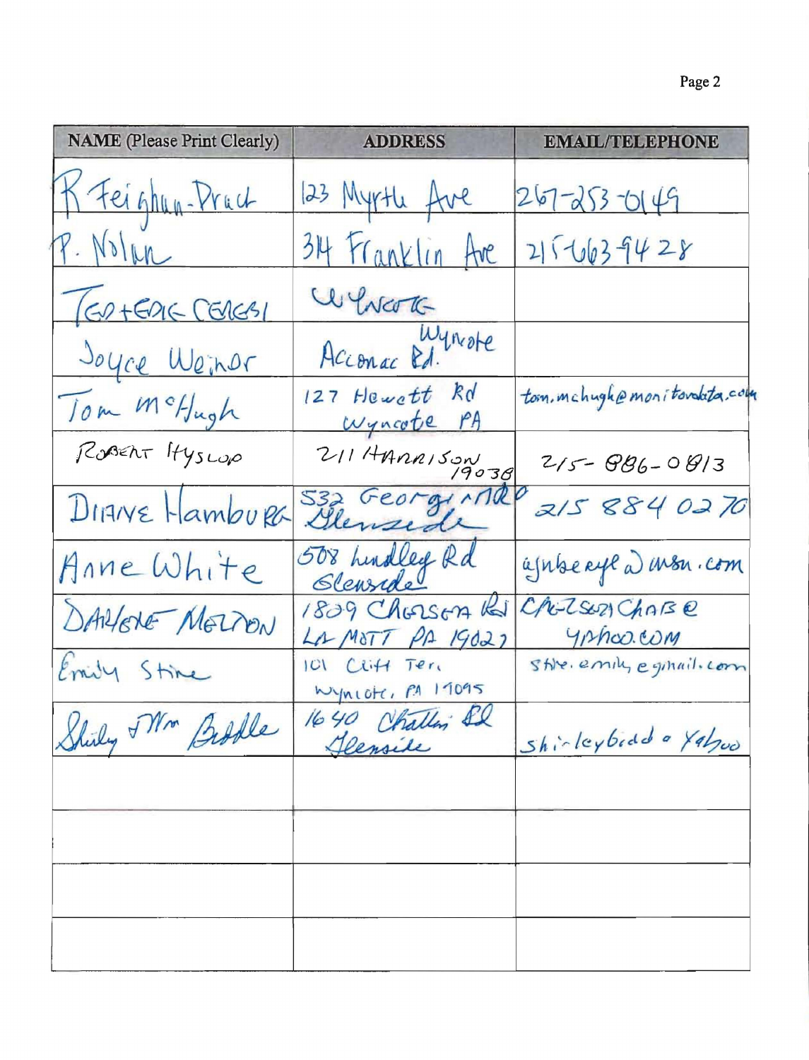| NAME (Please Print Clearly) | ADDRESS | EMAIL/TELEPHONE |
|---|---|---|
| R Feighan-Pruck | 123 Myrtle Ave | 267-253-0149 |
| P. Nolan | 314 Franklin Ave | 215-663-9428 |
| Ted+Eric Ceresi | Wyncote | |
| Joyce Weiner | Acenac Rd. Wyncote | |
| Tom McHugh | 127 Hewett Rd Wyncote PA | tom.mchugh@monitordata.com |
| Robert Hyslop | 211 Harrison 19038 | 215-886-0813 |
| Diane Hamburg | 532 Georgiana Rd Glenside | 215 884 0270 |
| Anne White | 508 Lindley Rd Glenside | ajnbeeyl@msn.com |
| Darlene Melton | 1809 Chelsea Rd La Mott PA 19027 | ChelseaChase@yahoo.com |
| Emily Stine | 101 Cliff Ter. Wyncote, PA 19095 | stine.emily@gmail.com |
| Shirley & Wm Biddle | 1640 Chatham Rd Glenside | shirleybidd@yahoo |
| | | |
| | | |
| | | |
| | | |